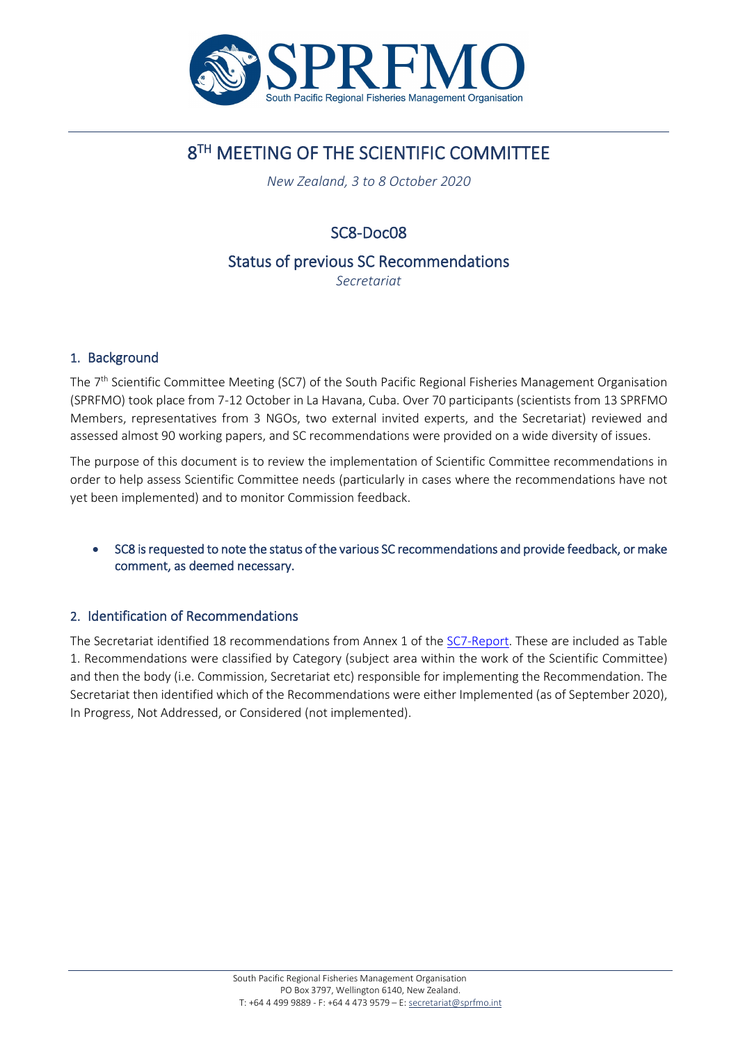# 8TH MEETING OF THE SCIENTIFIC COMMITTEE

*New Zealand, 3 to 8 October 2020*

## SC8-Doc08

## Status of previous SC Recommendations

*Secretariat*

### 1. Background

The 7th Scientific Committee Meeting (SC7) of the South Pacific Regional Fisheries Management Organisation (SPRFMO) took place from 7-12 October in La Havana, Cuba. Over 70 participants (scientists from 13 SPRFMO Members, representatives from 3 NGOs, two external invited experts, and the Secretariat) reviewed and assessed almost 90 working papers, and SC recommendations were provided on a wide diversity of issues.

The purpose of this document is to review the implementation of Scientific Committee recommendations in order to help assess Scientific Committee needs (particularly in cases where the recommendations have not yet been implemented) and to monitor Commission feedback.

- **SC8 is requested to note the status of the various SC recommendations and provide feedback, or make comment, as deemed necessary.**

### 2. Identification of Recommendations

The Secretariat identified 18 recommendations from Annex 1 of the SC7-Report. These are included as Table 1. Recommendations were classified by Category (subject area within the work of the Scientific Committee) and then the body (i.e. Commission, Secretariat etc) responsible for implementing the Recommendation. The Secretariat then identified which of the Recommendations were either Implemented (as of September 2020), In Progress, Not Addressed, or Considered (not implemented).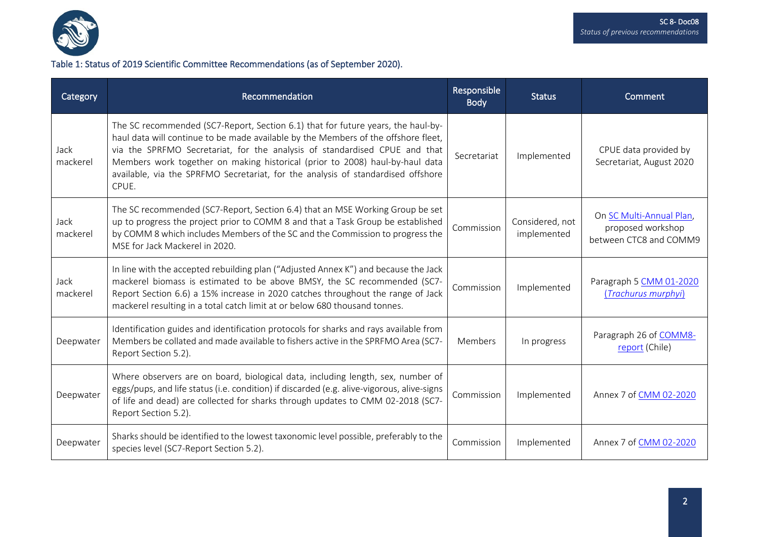Table 1: Status of 2019 Scientific Committee Recommendations (as of September 2020).

| Category | Recommendation | Responsible Body | Status | Comment |
|---|---|---|---|---|
| Jack mackerel | The SC recommended (SC7-Report, Section 6.1) that for future years, the haul-by-haul data will continue to be made available by the Members of the offshore fleet, via the SPRFMO Secretariat, for the analysis of standardised CPUE and that Members work together on making historical (prior to 2008) haul-by-haul data available, via the SPRFMO Secretariat, for the analysis of standardised offshore CPUE. | Secretariat | Implemented | CPUE data provided by Secretariat, August 2020 |
| Jack mackerel | The SC recommended (SC7-Report, Section 6.4) that an MSE Working Group be set up to progress the project prior to COMM 8 and that a Task Group be established by COMM 8 which includes Members of the SC and the Commission to progress the MSE for Jack Mackerel in 2020. | Commission | Considered, not implemented | On SC Multi-Annual Plan, proposed workshop between CTC8 and COMM9 |
| Jack mackerel | In line with the accepted rebuilding plan ("Adjusted Annex K") and because the Jack mackerel biomass is estimated to be above BMSY, the SC recommended (SC7-Report Section 6.6) a 15% increase in 2020 catches throughout the range of Jack mackerel resulting in a total catch limit at or below 680 thousand tonnes. | Commission | Implemented | Paragraph 5 CMM 01-2020 (*Trachurus murphyi*) |
| Deepwater | Identification guides and identification protocols for sharks and rays available from Members be collated and made available to fishers active in the SPRFMO Area (SC7-Report Section 5.2). | Members | In progress | Paragraph 26 of COMM8-report (Chile) |
| Deepwater | Where observers are on board, biological data, including length, sex, number of eggs/pups, and life status (i.e. condition) if discarded (e.g. alive-vigorous, alive-signs of life and dead) are collected for sharks through updates to CMM 02-2018 (SC7-Report Section 5.2). | Commission | Implemented | Annex 7 of CMM 02-2020 |
| Deepwater | Sharks should be identified to the lowest taxonomic level possible, preferably to the species level (SC7-Report Section 5.2). | Commission | Implemented | Annex 7 of CMM 02-2020 |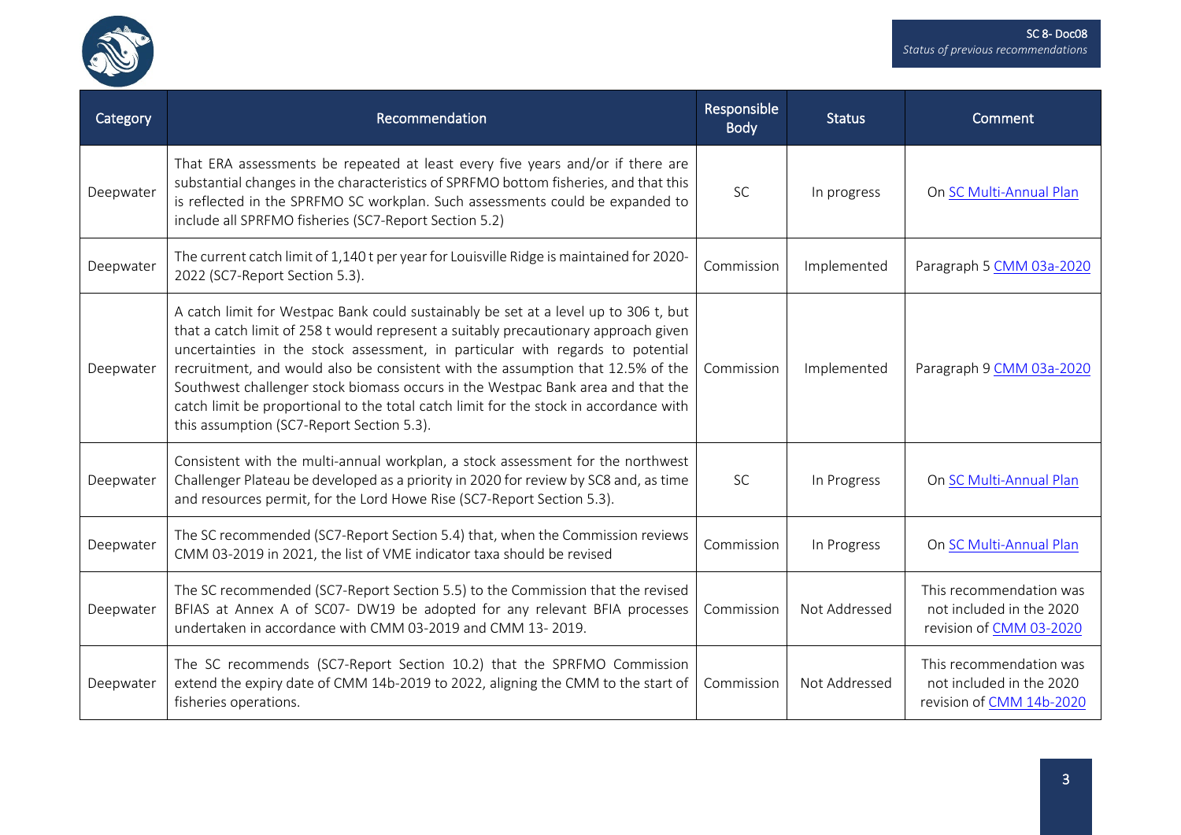| Category | Recommendation | Responsible Body | Status | Comment |
|---|---|---|---|---|
| Deepwater | That ERA assessments be repeated at least every five years and/or if there are substantial changes in the characteristics of SPRFMO bottom fisheries, and that this is reflected in the SPRFMO SC workplan. Such assessments could be expanded to include all SPRFMO fisheries (SC7-Report Section 5.2) | SC | In progress | On SC Multi-Annual Plan |
| Deepwater | The current catch limit of 1,140 t per year for Louisville Ridge is maintained for 2020-2022 (SC7-Report Section 5.3). | Commission | Implemented | Paragraph 5 CMM 03a-2020 |
| Deepwater | A catch limit for Westpac Bank could sustainably be set at a level up to 306 t, but that a catch limit of 258 t would represent a suitably precautionary approach given uncertainties in the stock assessment, in particular with regards to potential recruitment, and would also be consistent with the assumption that 12.5% of the Southwest challenger stock biomass occurs in the Westpac Bank area and that the catch limit be proportional to the total catch limit for the stock in accordance with this assumption (SC7-Report Section 5.3). | Commission | Implemented | Paragraph 9 CMM 03a-2020 |
| Deepwater | Consistent with the multi-annual workplan, a stock assessment for the northwest Challenger Plateau be developed as a priority in 2020 for review by SC8 and, as time and resources permit, for the Lord Howe Rise (SC7-Report Section 5.3). | SC | In Progress | On SC Multi-Annual Plan |
| Deepwater | The SC recommended (SC7-Report Section 5.4) that, when the Commission reviews CMM 03-2019 in 2021, the list of VME indicator taxa should be revised | Commission | In Progress | On SC Multi-Annual Plan |
| Deepwater | The SC recommended (SC7-Report Section 5.5) to the Commission that the revised BFIAS at Annex A of SC07- DW19 be adopted for any relevant BFIA processes undertaken in accordance with CMM 03-2019 and CMM 13- 2019. | Commission | Not Addressed | This recommendation was not included in the 2020 revision of CMM 03-2020 |
| Deepwater | The SC recommends (SC7-Report Section 10.2) that the SPRFMO Commission extend the expiry date of CMM 14b-2019 to 2022, aligning the CMM to the start of fisheries operations. | Commission | Not Addressed | This recommendation was not included in the 2020 revision of CMM 14b-2020 |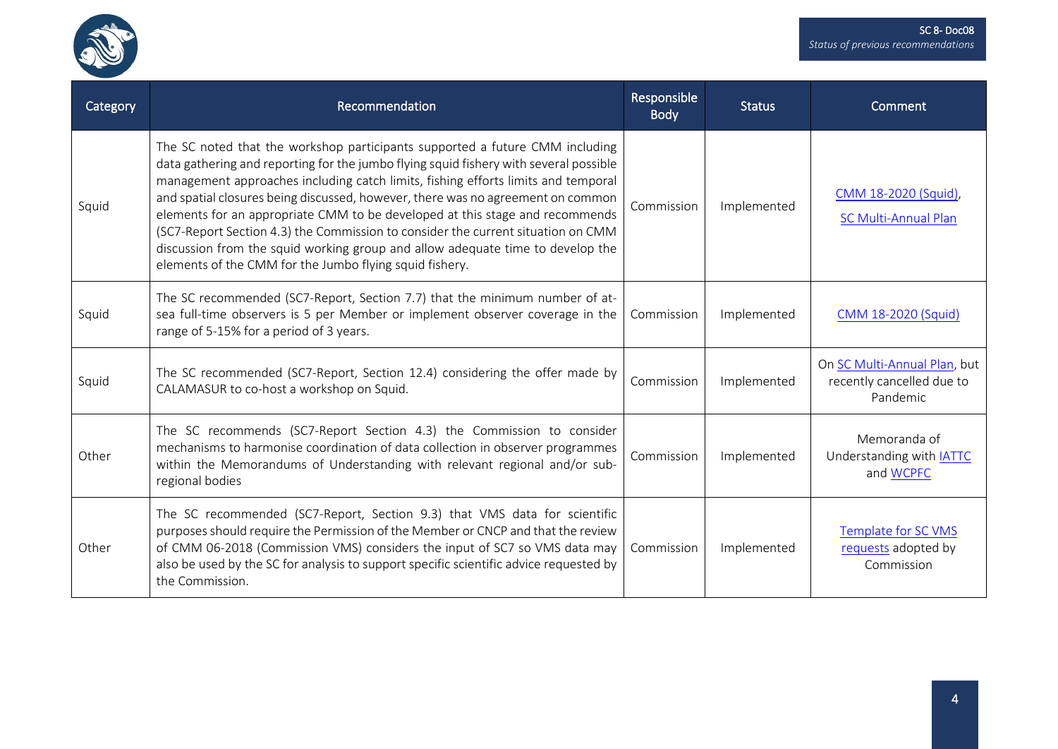| Category | Recommendation | Responsible Body | Status | Comment |
|---|---|---|---|---|
| Squid | The SC noted that the workshop participants supported a future CMM including data gathering and reporting for the jumbo flying squid fishery with several possible management approaches including catch limits, fishing efforts limits and temporal and spatial closures being discussed, however, there was no agreement on common elements for an appropriate CMM to be developed at this stage and recommends (SC7-Report Section 4.3) the Commission to consider the current situation on CMM discussion from the squid working group and allow adequate time to develop the elements of the CMM for the Jumbo flying squid fishery. | Commission | Implemented | CMM 18-2020 (Squid), SC Multi-Annual Plan |
| Squid | The SC recommended (SC7-Report, Section 7.7) that the minimum number of at-sea full-time observers is 5 per Member or implement observer coverage in the range of 5-15% for a period of 3 years. | Commission | Implemented | CMM 18-2020 (Squid) |
| Squid | The SC recommended (SC7-Report, Section 12.4) considering the offer made by CALAMASUR to co-host a workshop on Squid. | Commission | Implemented | On SC Multi-Annual Plan, but recently cancelled due to Pandemic |
| Other | The SC recommends (SC7-Report Section 4.3) the Commission to consider mechanisms to harmonise coordination of data collection in observer programmes within the Memorandums of Understanding with relevant regional and/or sub-regional bodies | Commission | Implemented | Memoranda of Understanding with IATTC and WCPFC |
| Other | The SC recommended (SC7-Report, Section 9.3) that VMS data for scientific purposes should require the Permission of the Member or CNCP and that the review of CMM 06-2018 (Commission VMS) considers the input of SC7 so VMS data may also be used by the SC for analysis to support specific scientific advice requested by the Commission. | Commission | Implemented | Template for SC VMS requests adopted by Commission |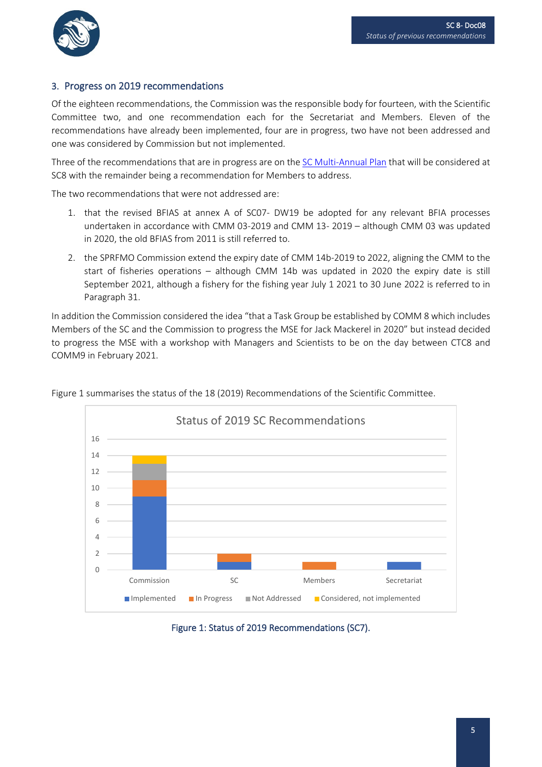## 3. Progress on 2019 recommendations

Of the eighteen recommendations, the Commission was the responsible body for fourteen, with the Scientific Committee two, and one recommendation each for the Secretariat and Members. Eleven of the recommendations have already been implemented, four are in progress, two have not been addressed and one was considered by Commission but not implemented.

Three of the recommendations that are in progress are on the SC Multi-Annual Plan that will be considered at SC8 with the remainder being a recommendation for Members to address.

The two recommendations that were not addressed are:

1. that the revised BFIAS at annex A of SC07- DW19 be adopted for any relevant BFIA processes undertaken in accordance with CMM 03-2019 and CMM 13- 2019 – although CMM 03 was updated in 2020, the old BFIAS from 2011 is still referred to.
2. the SPRFMO Commission extend the expiry date of CMM 14b-2019 to 2022, aligning the CMM to the start of fisheries operations – although CMM 14b was updated in 2020 the expiry date is still September 2021, although a fishery for the fishing year July 1 2021 to 30 June 2022 is referred to in Paragraph 31.

In addition the Commission considered the idea "that a Task Group be established by COMM 8 which includes Members of the SC and the Commission to progress the MSE for Jack Mackerel in 2020" but instead decided to progress the MSE with a workshop with Managers and Scientists to be on the day between CTC8 and COMM9 in February 2021.

Figure 1 summarises the status of the 18 (2019) Recommendations of the Scientific Committee.

Status of 2019 SC Recommendations

16
14
12
10
8
6
4
2
0

Commission
SC
Members
Secretariat

Implemented
In Progress
Not Addressed
Considered, not implemented

Figure 1: Status of 2019 Recommendations (SC7).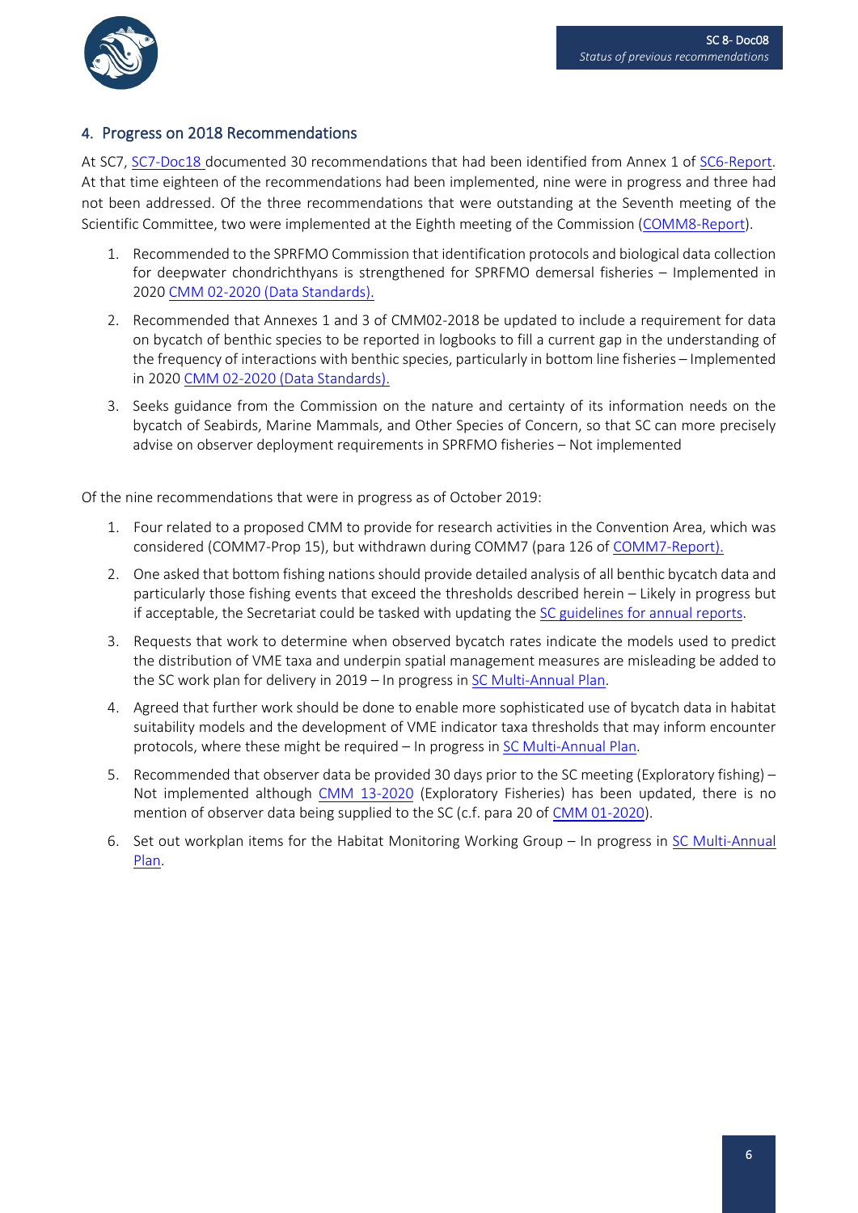## 4. Progress on 2018 Recommendations

At SC7, SC7-Doc18 documented 30 recommendations that had been identified from Annex 1 of SC6-Report. At that time eighteen of the recommendations had been implemented, nine were in progress and three had not been addressed. Of the three recommendations that were outstanding at the Seventh meeting of the Scientific Committee, two were implemented at the Eighth meeting of the Commission (COMM8-Report).

1. Recommended to the SPRFMO Commission that identification protocols and biological data collection for deepwater chondrichthyans is strengthened for SPRFMO demersal fisheries – Implemented in 2020 CMM 02-2020 (Data Standards).
2. Recommended that Annexes 1 and 3 of CMM02-2018 be updated to include a requirement for data on bycatch of benthic species to be reported in logbooks to fill a current gap in the understanding of the frequency of interactions with benthic species, particularly in bottom line fisheries – Implemented in 2020 CMM 02-2020 (Data Standards).
3. Seeks guidance from the Commission on the nature and certainty of its information needs on the bycatch of Seabirds, Marine Mammals, and Other Species of Concern, so that SC can more precisely advise on observer deployment requirements in SPRFMO fisheries – Not implemented

Of the nine recommendations that were in progress as of October 2019:

1. Four related to a proposed CMM to provide for research activities in the Convention Area, which was considered (COMM7-Prop 15), but withdrawn during COMM7 (para 126 of COMM7-Report).
2. One asked that bottom fishing nations should provide detailed analysis of all benthic bycatch data and particularly those fishing events that exceed the thresholds described herein – Likely in progress but if acceptable, the Secretariat could be tasked with updating the SC guidelines for annual reports.
3. Requests that work to determine when observed bycatch rates indicate the models used to predict the distribution of VME taxa and underpin spatial management measures are misleading be added to the SC work plan for delivery in 2019 – In progress in SC Multi-Annual Plan.
4. Agreed that further work should be done to enable more sophisticated use of bycatch data in habitat suitability models and the development of VME indicator taxa thresholds that may inform encounter protocols, where these might be required – In progress in SC Multi-Annual Plan.
5. Recommended that observer data be provided 30 days prior to the SC meeting (Exploratory fishing) – Not implemented although CMM 13-2020 (Exploratory Fisheries) has been updated, there is no mention of observer data being supplied to the SC (c.f. para 20 of CMM 01-2020).
6. Set out workplan items for the Habitat Monitoring Working Group – In progress in SC Multi-Annual Plan.